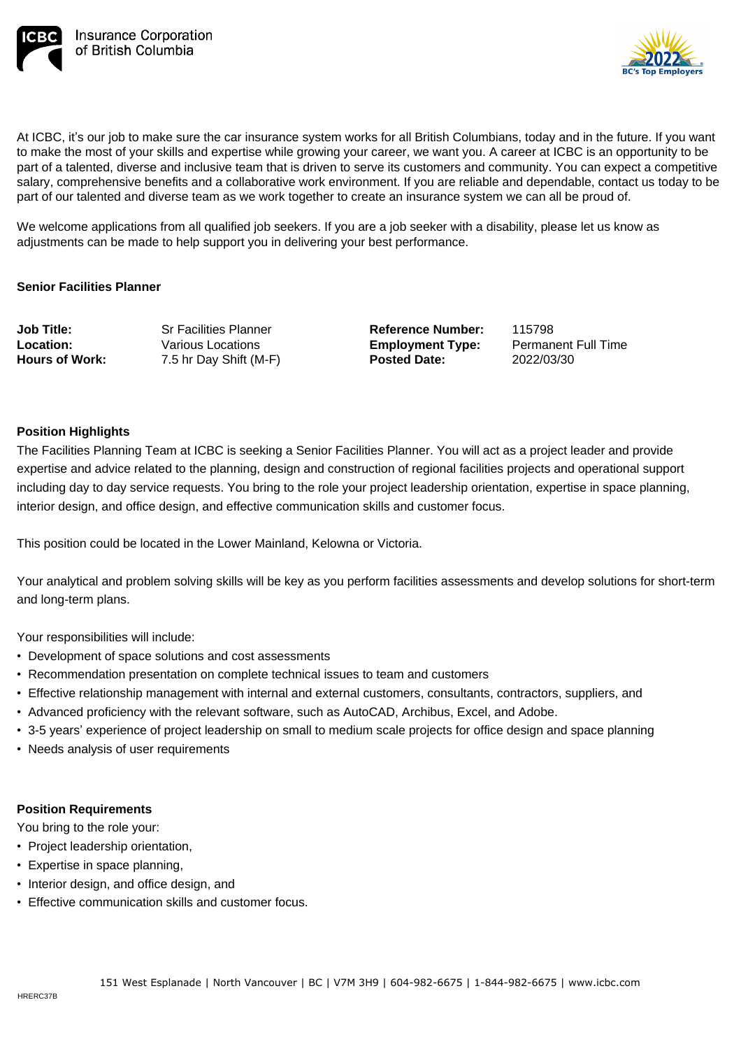Insurance Corporation of British Columbia

At ICBC, it's our job to make sure the car insurance system works for all British Columbians, today and in the future. If you want to make the most of your skills and expertise while growing your career, we want you. A career at ICBC is an opportunity to be part of a talented, diverse and inclusive team that is driven to serve its customers and community. You can expect a competitive salary, comprehensive benefits and a collaborative work environment. If you are reliable and dependable, contact us today to be part of our talented and diverse team as we work together to create an insurance system we can all be proud of.

We welcome applications from all qualified job seekers. If you are a job seeker with a disability, please let us know as adjustments can be made to help support you in delivering your best performance.

**Senior Facilities Planner**

| | | | |
|---|---|---|---|
| **Job Title:** | Sr Facilities Planner | **Reference Number:** | 115798 |
| **Location:** | Various Locations | **Employment Type:** | Permanent Full Time |
| **Hours of Work:** | 7.5 hr Day Shift (M-F) | **Posted Date:** | 2022/03/30 |

**Position Highlights**

The Facilities Planning Team at ICBC is seeking a Senior Facilities Planner. You will act as a project leader and provide expertise and advice related to the planning, design and construction of regional facilities projects and operational support including day to day service requests. You bring to the role your project leadership orientation, expertise in space planning, interior design, and office design, and effective communication skills and customer focus.

This position could be located in the Lower Mainland, Kelowna or Victoria.

Your analytical and problem solving skills will be key as you perform facilities assessments and develop solutions for short-term and long-term plans.

Your responsibilities will include:

- Development of space solutions and cost assessments
- Recommendation presentation on complete technical issues to team and customers
- Effective relationship management with internal and external customers, consultants, contractors, suppliers, and
- Advanced proficiency with the relevant software, such as AutoCAD, Archibus, Excel, and Adobe.
- 3-5 years' experience of project leadership on small to medium scale projects for office design and space planning
- Needs analysis of user requirements

**Position Requirements**

You bring to the role your:

- Project leadership orientation,
- Expertise in space planning,
- Interior design, and office design, and
- Effective communication skills and customer focus.

151 West Esplanade | North Vancouver | BC | V7M 3H9 | 604-982-6675 | 1-844-982-6675 | www.icbc.com

HRERC37B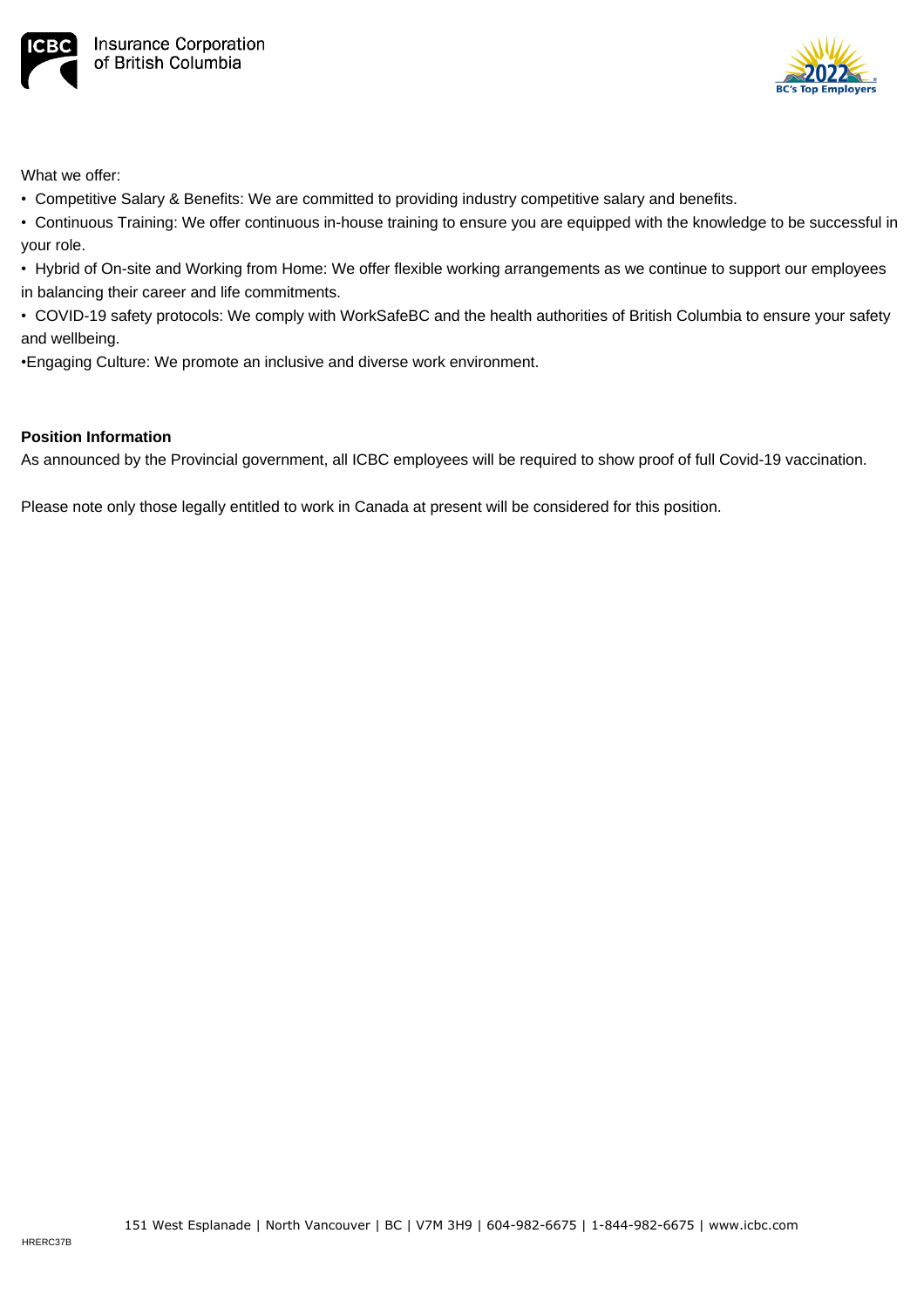What we offer:

- Competitive Salary & Benefits: We are committed to providing industry competitive salary and benefits.
- Continuous Training: We offer continuous in-house training to ensure you are equipped with the knowledge to be successful in your role.
- Hybrid of On-site and Working from Home: We offer flexible working arrangements as we continue to support our employees in balancing their career and life commitments.
- COVID-19 safety protocols: We comply with WorkSafeBC and the health authorities of British Columbia to ensure your safety and wellbeing.
- Engaging Culture: We promote an inclusive and diverse work environment.

**Position Information**

As announced by the Provincial government, all ICBC employees will be required to show proof of full Covid-19 vaccination.

Please note only those legally entitled to work in Canada at present will be considered for this position.